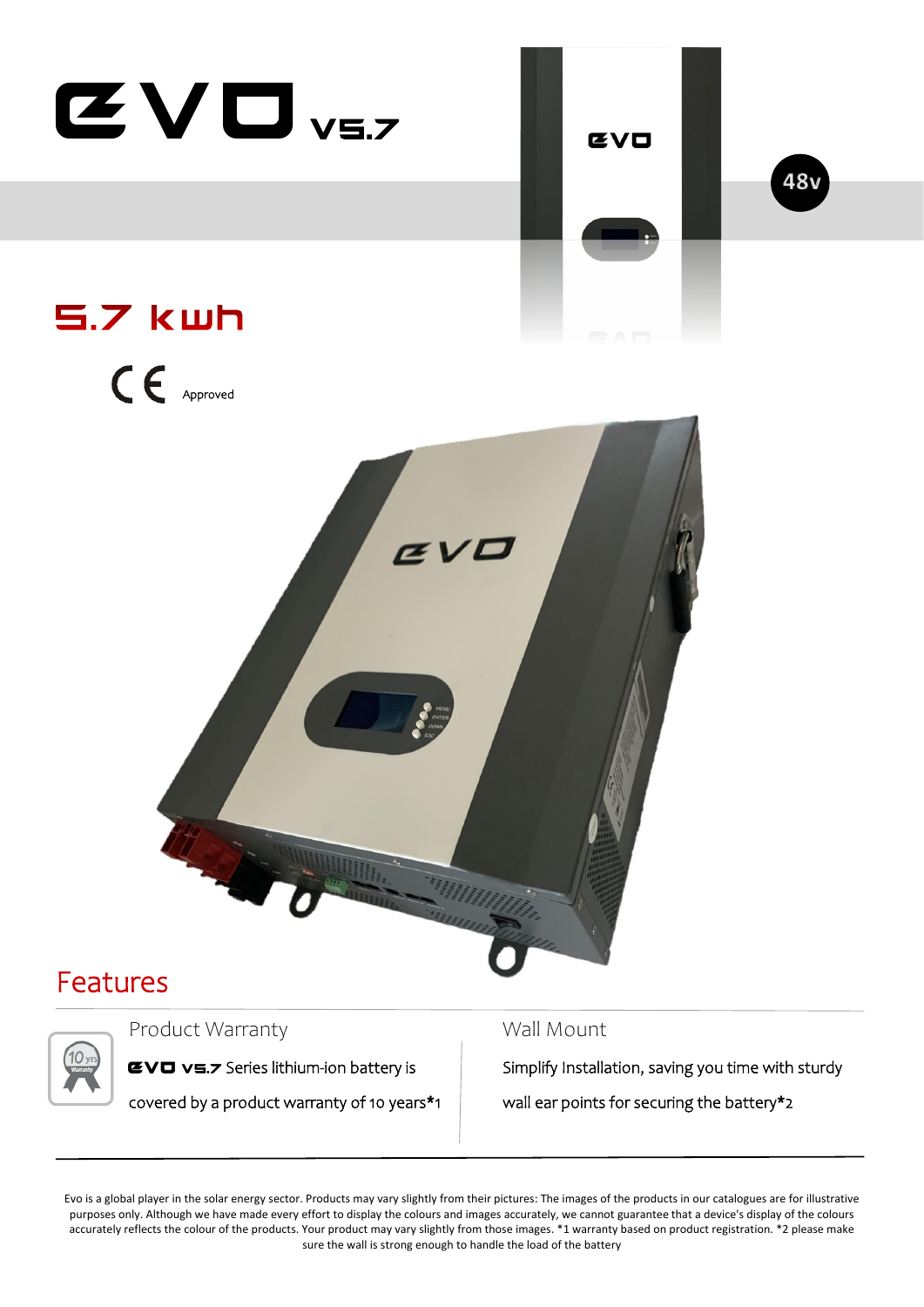# EVO V5.7

48v

## 5.7 kwh

CE Approved

## Features

### Product Warranty

EVO V5.7 Series lithium-ion battery is covered by a product warranty of 10 years*1

### Wall Mount

Simplify Installation, saving you time with sturdy wall ear points for securing the battery*2

Evo is a global player in the solar energy sector. Products may vary slightly from their pictures: The images of the products in our catalogues are for illustrative purposes only. Although we have made every effort to display the colours and images accurately, we cannot guarantee that a device's display of the colours accurately reflects the colour of the products. Your product may vary slightly from those images. *1 warranty based on product registration. *2 please make sure the wall is strong enough to handle the load of the battery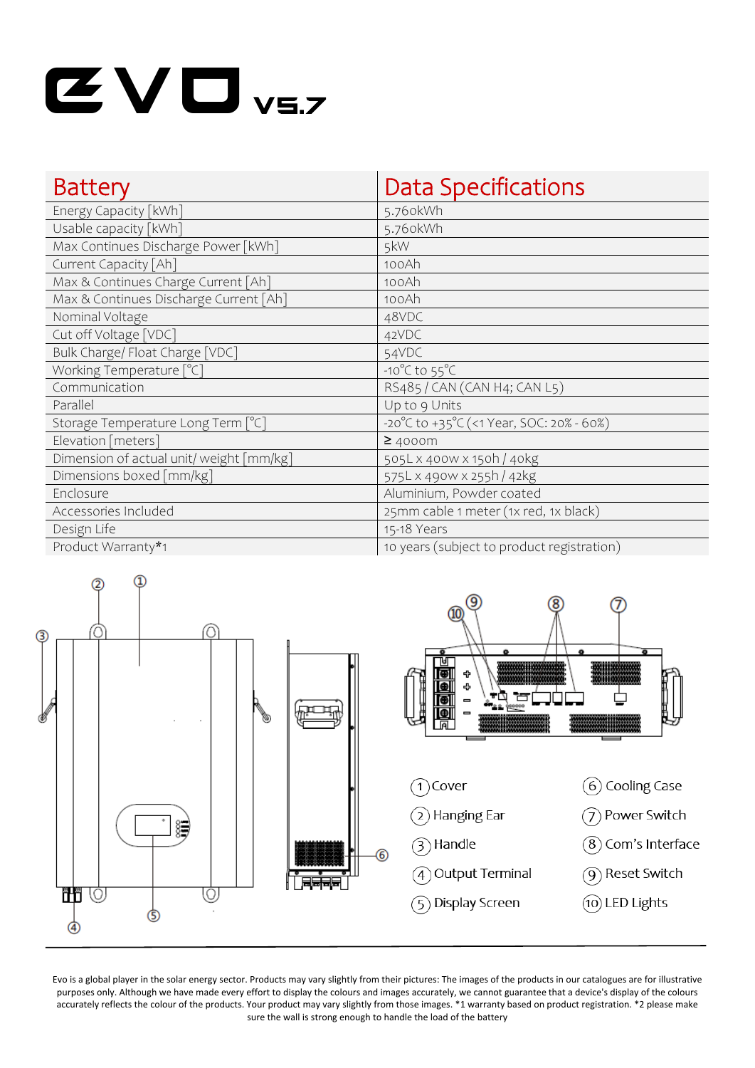# EVO V5.7

| Battery | Data Specifications |
|---|---|
| Energy Capacity [kWh] | 5.760kWh |
| Usable capacity [kWh] | 5.760kWh |
| Max Continues Discharge Power [kWh] | 5kW |
| Current Capacity [Ah] | 100Ah |
| Max & Continues Charge Current [Ah] | 100Ah |
| Max & Continues Discharge Current [Ah] | 100Ah |
| Nominal Voltage | 48VDC |
| Cut off Voltage [VDC] | 42VDC |
| Bulk Charge/ Float Charge [VDC] | 54VDC |
| Working Temperature [°C] | -10°C to 55°C |
| Communication | RS485 / CAN (CAN H4; CAN L5) |
| Parallel | Up to 9 Units |
| Storage Temperature Long Term [°C] | -20°C to +35°C (<1 Year, SOC: 20% - 60%) |
| Elevation [meters] | ≥ 4000m |
| Dimension of actual unit/ weight [mm/kg] | 505L x 400w x 150h / 40kg |
| Dimensions boxed [mm/kg] | 575L x 490w x 255h / 42kg |
| Enclosure | Aluminium, Powder coated |
| Accessories Included | 25mm cable 1 meter (1x red, 1x black) |
| Design Life | 15-18 Years |
| Product Warranty*1 | 10 years (subject to product registration) |

1. Cover
2. Hanging Ear
3. Handle
4. Output Terminal
5. Display Screen
6. Cooling Case
7. Power Switch
8. Com's Interface
9. Reset Switch
10. LED Lights

Evo is a global player in the solar energy sector. Products may vary slightly from their pictures: The images of the products in our catalogues are for illustrative purposes only. Although we have made every effort to display the colours and images accurately, we cannot guarantee that a device's display of the colours accurately reflects the colour of the products. Your product may vary slightly from those images. *1 warranty based on product registration. *2 please make sure the wall is strong enough to handle the load of the battery